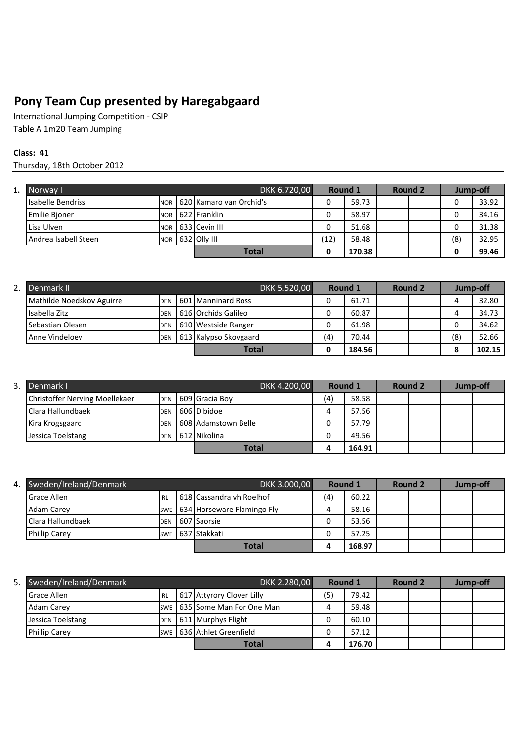# Pony Team Cup presented by Haregabgaard

International Jumping Competition - CSIP

Table A 1m20 Team Jumping

**Class: 41**

Thursday, 18th October 2012

| 1. | Norway I | | | | DKK 6.720,00 | Round 1 | | Round 2 | | Jump-off | |
|---|---|---|---|---|---|---|---|---|---|---|---|
| | Isabelle Bendriss | NOR | 620 | Kamaro van Orchid's | | 0 | 59.73 | | | 0 | 33.92 |
| | Emilie Bjoner | NOR | 622 | Franklin | | 0 | 58.97 | | | 0 | 34.16 |
| | Lisa Ulven | NOR | 633 | Cevin III | | 0 | 51.68 | | | 0 | 31.38 |
| | Andrea Isabell Steen | NOR | 632 | Olly III | | (12) | 58.48 | | | (8) | 32.95 |
| | | | | **Total** | | **0** | **170.38** | | | **0** | **99.46** |

| 2. | Denmark II | | | | DKK 5.520,00 | Round 1 | | Round 2 | | Jump-off | |
|---|---|---|---|---|---|---|---|---|---|---|---|
| | Mathilde Noedskov Aguirre | DEN | 601 | Manninard Ross | | 0 | 61.71 | | | 4 | 32.80 |
| | Isabella Zitz | DEN | 616 | Orchids Galileo | | 0 | 60.87 | | | 4 | 34.73 |
| | Sebastian Olesen | DEN | 610 | Westside Ranger | | 0 | 61.98 | | | 0 | 34.62 |
| | Anne Vindeloev | DEN | 613 | Kalypso Skovgaard | | (4) | 70.44 | | | (8) | 52.66 |
| | | | | **Total** | | **0** | **184.56** | | | **8** | **102.15** |

| 3. | Denmark I | | | | DKK 4.200,00 | Round 1 | | Round 2 | | Jump-off | |
|---|---|---|---|---|---|---|---|---|---|---|---|
| | Christoffer Nerving Moellekaer | DEN | 609 | Gracia Boy | | (4) | 58.58 | | | | |
| | Clara Hallundbaek | DEN | 606 | Dibidoe | | 4 | 57.56 | | | | |
| | Kira Krogsgaard | DEN | 608 | Adamstown Belle | | 0 | 57.79 | | | | |
| | Jessica Toelstang | DEN | 612 | Nikolina | | 0 | 49.56 | | | | |
| | | | | **Total** | | **4** | **164.91** | | | | |

| 4. | Sweden/Ireland/Denmark | | | | DKK 3.000,00 | Round 1 | | Round 2 | | Jump-off | |
|---|---|---|---|---|---|---|---|---|---|---|---|
| | Grace Allen | IRL | 618 | Cassandra vh Roelhof | | (4) | 60.22 | | | | |
| | Adam Carey | SWE | 634 | Horseware Flamingo Fly | | 4 | 58.16 | | | | |
| | Clara Hallundbaek | DEN | 607 | Saorsie | | 0 | 53.56 | | | | |
| | Phillip Carey | SWE | 637 | Stakkati | | 0 | 57.25 | | | | |
| | | | | **Total** | | **4** | **168.97** | | | | |

| 5. | Sweden/Ireland/Denmark | | | | DKK 2.280,00 | Round 1 | | Round 2 | | Jump-off | |
|---|---|---|---|---|---|---|---|---|---|---|---|
| | Grace Allen | IRL | 617 | Attyrory Clover Lilly | | (5) | 79.42 | | | | |
| | Adam Carey | SWE | 635 | Some Man For One Man | | 4 | 59.48 | | | | |
| | Jessica Toelstang | DEN | 611 | Murphys Flight | | 0 | 60.10 | | | | |
| | Phillip Carey | SWE | 636 | Athlet Greenfield | | 0 | 57.12 | | | | |
| | | | | **Total** | | **4** | **176.70** | | | | |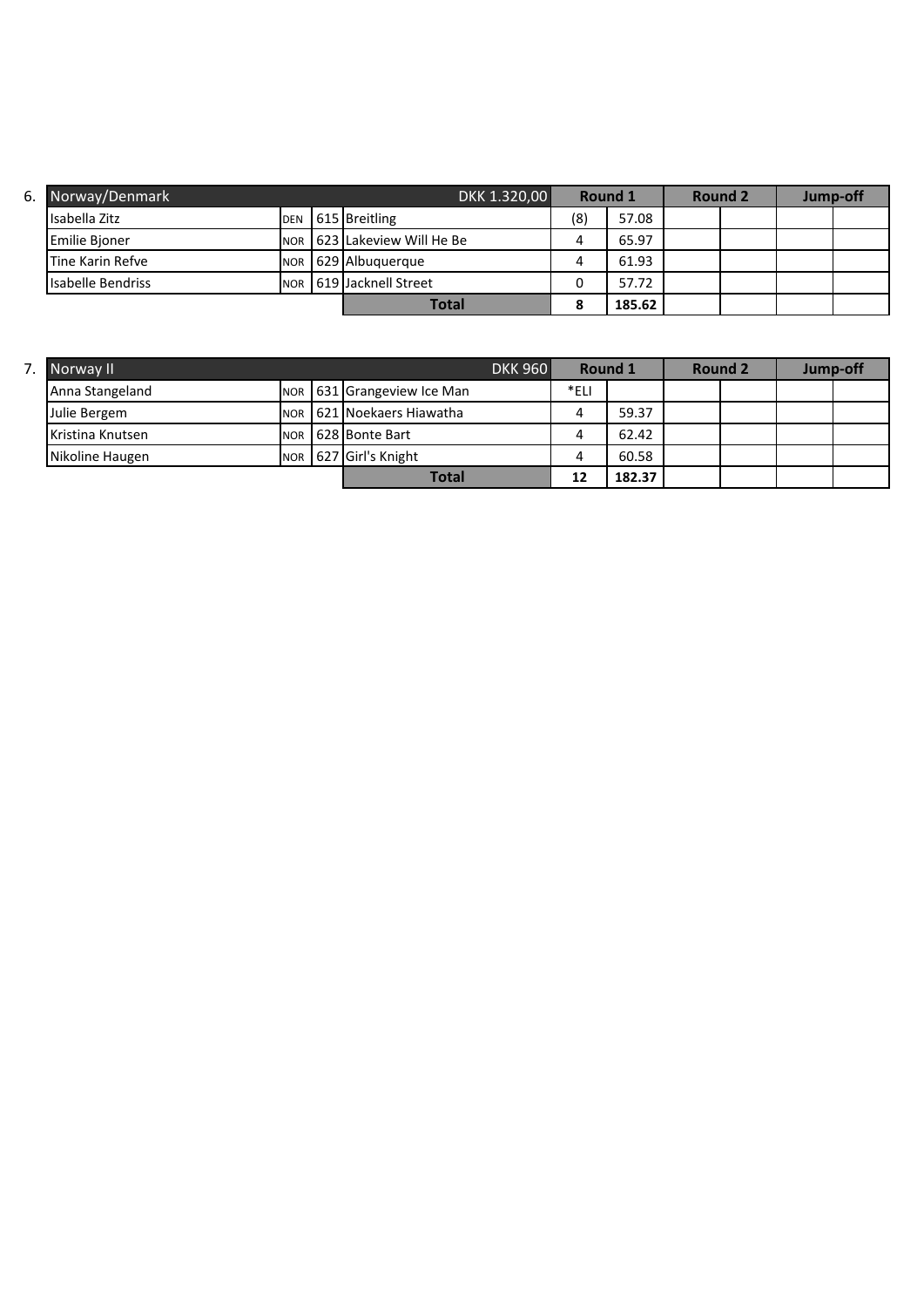| 6. | Norway/Denmark | | | DKK 1.320,00 | Round 1 | | Round 2 | | Jump-off | |
|---|---|---|---|---|---|---|---|---|---|---|
| | Isabella Zitz | DEN | 615 | Breitling | (8) | 57.08 | | | | |
| | Emilie Bjoner | NOR | 623 | Lakeview Will He Be | 4 | 65.97 | | | | |
| | Tine Karin Refve | NOR | 629 | Albuquerque | 4 | 61.93 | | | | |
| | Isabelle Bendriss | NOR | 619 | Jacknell Street | 0 | 57.72 | | | | |
| | | | | **Total** | **8** | **185.62** | | | | |

| 7. | Norway II | | | DKK 960 | Round 1 | | Round 2 | | Jump-off | |
|---|---|---|---|---|---|---|---|---|---|---|
| | Anna Stangeland | NOR | 631 | Grangeview Ice Man | *ELI | | | | | |
| | Julie Bergem | NOR | 621 | Noekaers Hiawatha | 4 | 59.37 | | | | |
| | Kristina Knutsen | NOR | 628 | Bonte Bart | 4 | 62.42 | | | | |
| | Nikoline Haugen | NOR | 627 | Girl's Knight | 4 | 60.58 | | | | |
| | | | | **Total** | **12** | **182.37** | | | | |